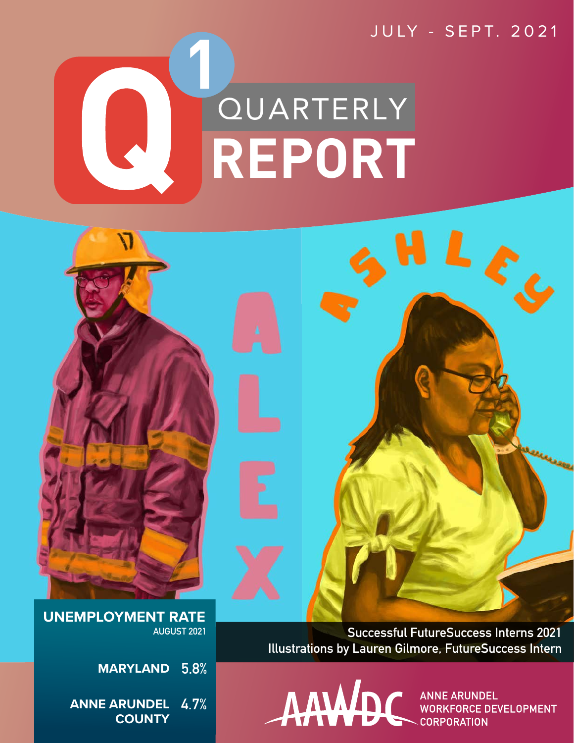JULY - SEPT. 2021

# Q1 QUARTERLY REPORT

ALEX

ASHLEY

**UNEMPLOYMENT RATE**
AUGUST 2021

| | |
|---|---|
| **MARYLAND** | 5.8% |
| **ANNE ARUNDEL COUNTY** | 4.7% |

Successful FutureSuccess Interns 2021
Illustrations by Lauren Gilmore, FutureSuccess Intern

AAWDC ANNE ARUNDEL WORKFORCE DEVELOPMENT CORPORATION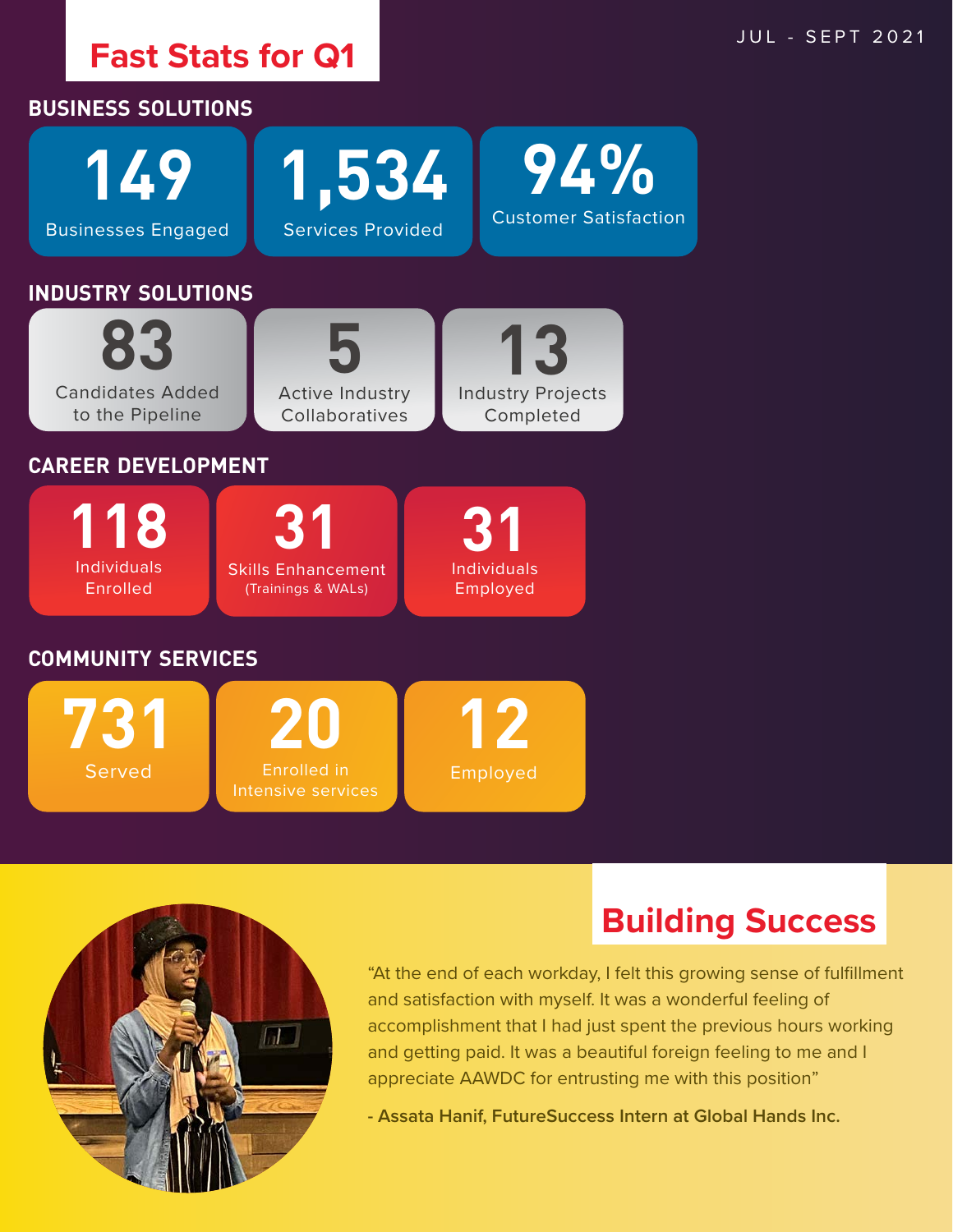# Fast Stats for Q1

JUL - SEPT 2021

## BUSINESS SOLUTIONS

- **149** Businesses Engaged
- **1,534** Services Provided
- **94%** Customer Satisfaction

## INDUSTRY SOLUTIONS

- **83** Candidates Added to the Pipeline
- **5** Active Industry Collaboratives
- **13** Industry Projects Completed

## CAREER DEVELOPMENT

- **118** Individuals Enrolled
- **31** Skills Enhancement (Trainings & WALs)
- **31** Individuals Employed

## COMMUNITY SERVICES

- **731** Served
- **20** Enrolled in Intensive services
- **12** Employed

# Building Success

"At the end of each workday, I felt this growing sense of fulfillment and satisfaction with myself. It was a wonderful feeling of accomplishment that I had just spent the previous hours working and getting paid. It was a beautiful foreign feeling to me and I appreciate AAWDC for entrusting me with this position"

**- Assata Hanif, FutureSuccess Intern at Global Hands Inc.**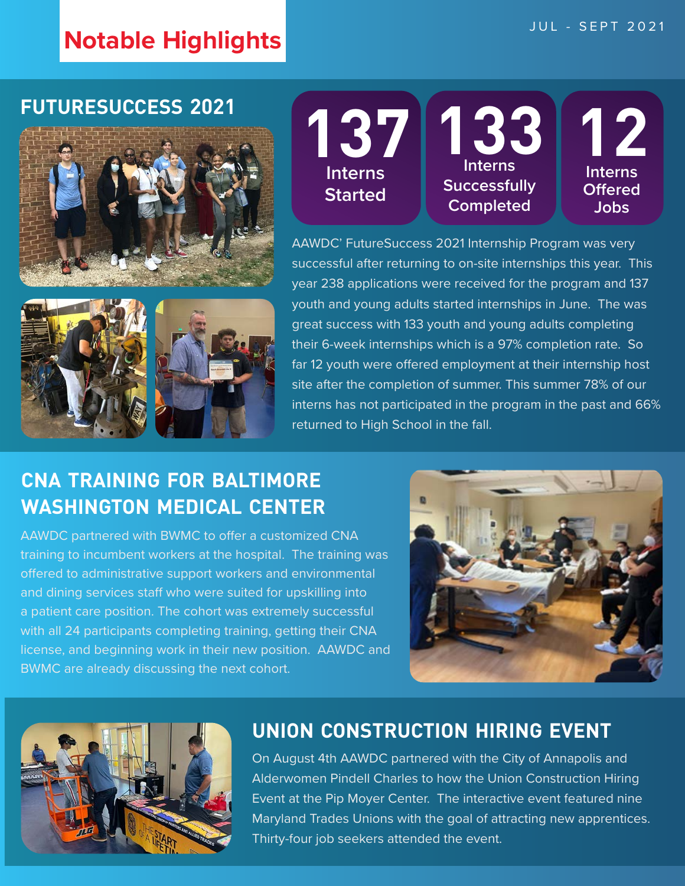# Notable Highlights

JUL - SEPT 2021

## FUTURESUCCESS 2021

**137** Interns Started

**133** Interns Successfully Completed

**12** Interns Offered Jobs

AAWDC' FutureSuccess 2021 Internship Program was very successful after returning to on-site internships this year. This year 238 applications were received for the program and 137 youth and young adults started internships in June. The was great success with 133 youth and young adults completing their 6-week internships which is a 97% completion rate. So far 12 youth were offered employment at their internship host site after the completion of summer. This summer 78% of our interns has not participated in the program in the past and 66% returned to High School in the fall.

## CNA TRAINING FOR BALTIMORE WASHINGTON MEDICAL CENTER

AAWDC partnered with BWMC to offer a customized CNA training to incumbent workers at the hospital. The training was offered to administrative support workers and environmental and dining services staff who were suited for upskilling into a patient care position. The cohort was extremely successful with all 24 participants completing training, getting their CNA license, and beginning work in their new position. AAWDC and BWMC are already discussing the next cohort.

## UNION CONSTRUCTION HIRING EVENT

On August 4th AAWDC partnered with the City of Annapolis and Alderwomen Pindell Charles to how the Union Construction Hiring Event at the Pip Moyer Center. The interactive event featured nine Maryland Trades Unions with the goal of attracting new apprentices. Thirty-four job seekers attended the event.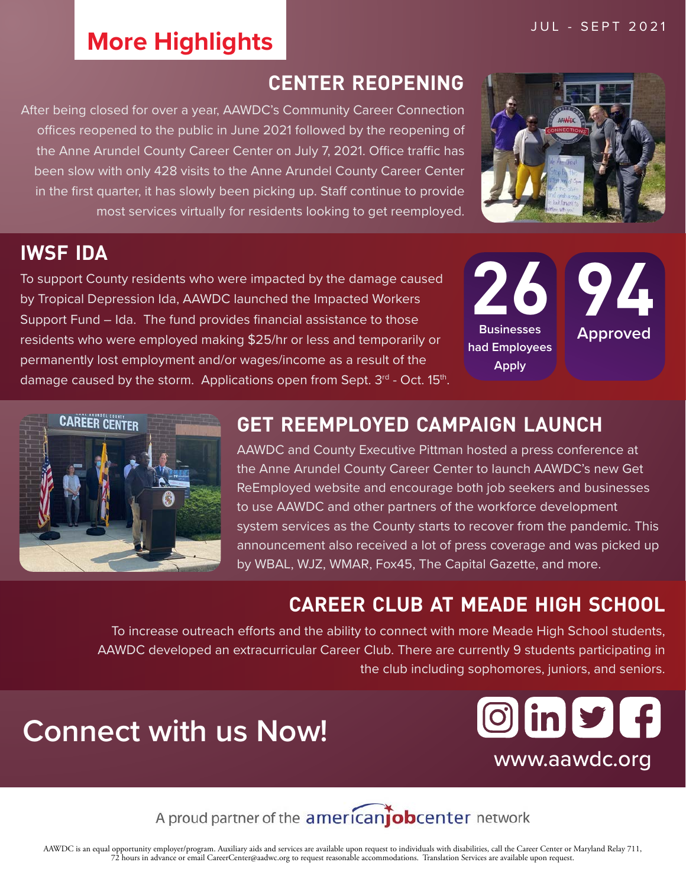# More Highlights

JUL - SEPT 2021

## CENTER REOPENING

After being closed for over a year, AAWDC's Community Career Connection offices reopened to the public in June 2021 followed by the reopening of the Anne Arundel County Career Center on July 7, 2021. Office traffic has been slow with only 428 visits to the Anne Arundel County Career Center in the first quarter, it has slowly been picking up. Staff continue to provide most services virtually for residents looking to get reemployed.

## IWSF IDA

To support County residents who were impacted by the damage caused by Tropical Depression Ida, AAWDC launched the Impacted Workers Support Fund – Ida. The fund provides financial assistance to those residents who were employed making $25/hr or less and temporarily or permanently lost employment and/or wages/income as a result of the damage caused by the storm. Applications open from Sept. 3rd - Oct. 15th.

**26**
Businesses had Employees Apply

**94**
Approved

## GET REEMPLOYED CAMPAIGN LAUNCH

AAWDC and County Executive Pittman hosted a press conference at the Anne Arundel County Career Center to launch AAWDC's new Get ReEmployed website and encourage both job seekers and businesses to use AAWDC and other partners of the workforce development system services as the County starts to recover from the pandemic. This announcement also received a lot of press coverage and was picked up by WBAL, WJZ, WMAR, Fox45, The Capital Gazette, and more.

## CAREER CLUB AT MEADE HIGH SCHOOL

To increase outreach efforts and the ability to connect with more Meade High School students, AAWDC developed an extracurricular Career Club. There are currently 9 students participating in the club including sophomores, juniors, and seniors.

# Connect with us Now!

www.aawdc.org

A proud partner of the americanjobcenter network

AAWDC is an equal opportunity employer/program. Auxiliary aids and services are available upon request to individuals with disabilities, call the Career Center or Maryland Relay 711, 72 hours in advance or email CareerCenter@aadwc.org to request reasonable accommodations. Translation Services are available upon request.